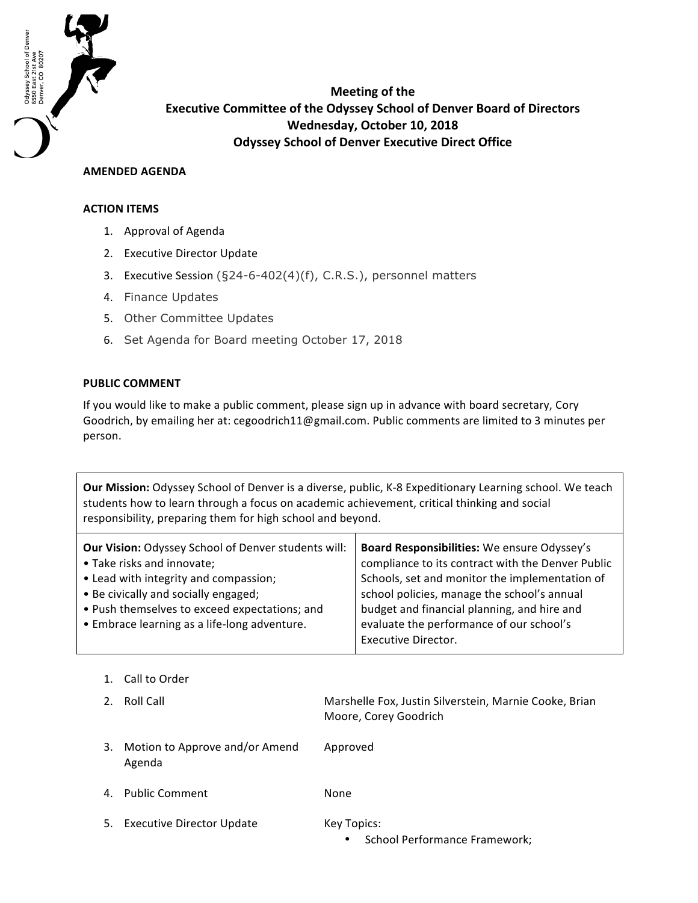Odyssey School of Denver
6550 East 21st Ave
Denver, CO 80207

# Meeting of the Executive Committee of the Odyssey School of Denver Board of Directors

**Wednesday, October 10, 2018**

**Odyssey School of Denver Executive Direct Office**

**AMENDED AGENDA**

**ACTION ITEMS**

1. Approval of Agenda
2. Executive Director Update
3. Executive Session (§24-6-402(4)(f), C.R.S.), personnel matters
4. Finance Updates
5. Other Committee Updates
6. Set Agenda for Board meeting October 17, 2018

**PUBLIC COMMENT**

If you would like to make a public comment, please sign up in advance with board secretary, Cory Goodrich, by emailing her at: cegoodrich11@gmail.com. Public comments are limited to 3 minutes per person.

| **Our Mission:** Odyssey School of Denver is a diverse, public, K-8 Expeditionary Learning school. We teach students how to learn through a focus on academic achievement, critical thinking and social responsibility, preparing them for high school and beyond. | |
|---|---|
| **Our Vision:** Odyssey School of Denver students will:<br>• Take risks and innovate;<br>• Lead with integrity and compassion;<br>• Be civically and socially engaged;<br>• Push themselves to exceed expectations; and<br>• Embrace learning as a life-long adventure. | **Board Responsibilities:** We ensure Odyssey's compliance to its contract with the Denver Public Schools, set and monitor the implementation of school policies, manage the school's annual budget and financial planning, and hire and evaluate the performance of our school's Executive Director. |

1. Call to Order
2. Roll Call — Marshelle Fox, Justin Silverstein, Marnie Cooke, Brian Moore, Corey Goodrich
3. Motion to Approve and/or Amend Agenda — Approved
4. Public Comment — None
5. Executive Director Update — Key Topics:
   - School Performance Framework;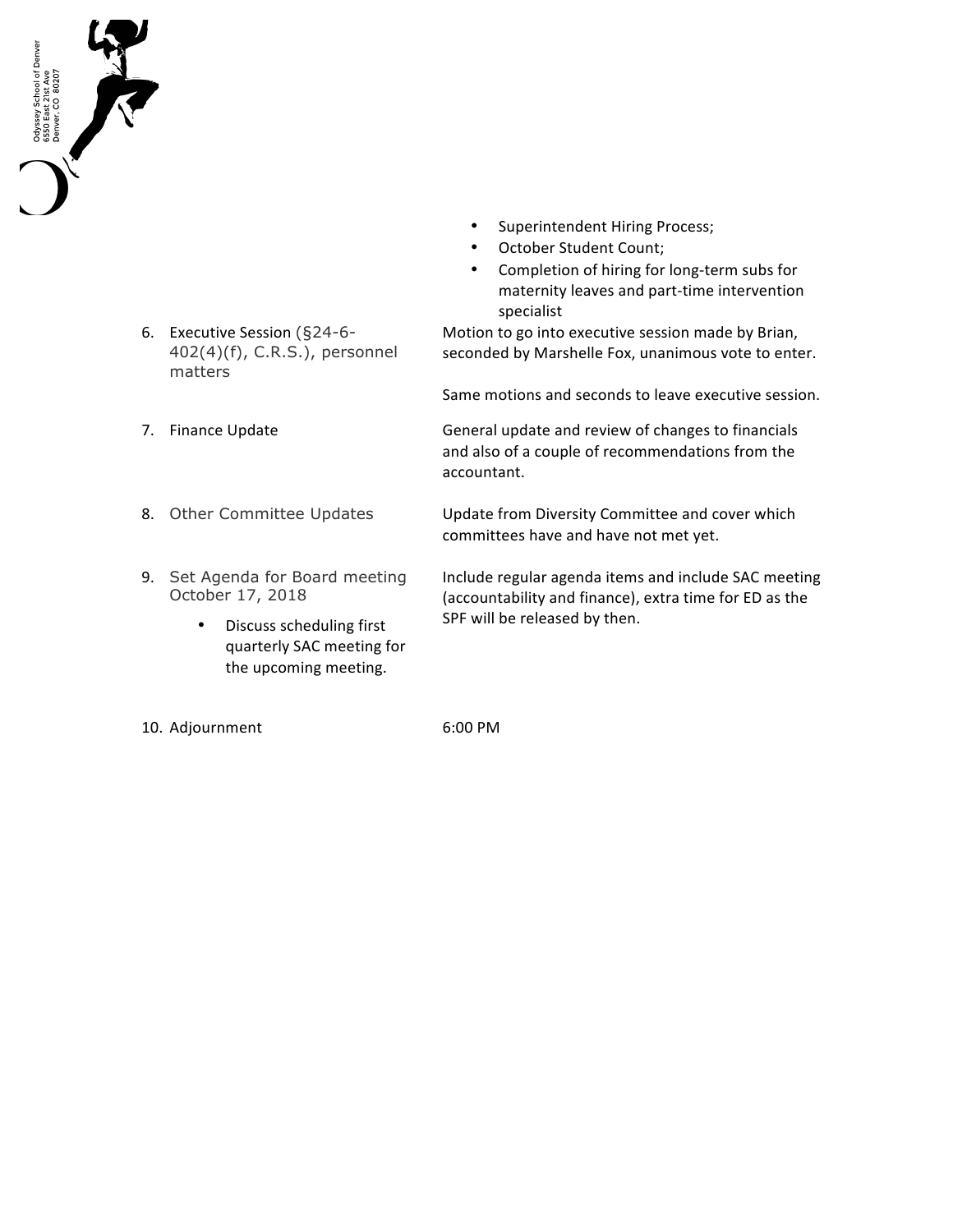| | |
|---|---|
| | • Superintendent Hiring Process;<br>• October Student Count;<br>• Completion of hiring for long-term subs for maternity leaves and part-time intervention specialist |
| 6. Executive Session (§24-6-402(4)(f), C.R.S.), personnel matters | Motion to go into executive session made by Brian, seconded by Marshelle Fox, unanimous vote to enter.<br><br>Same motions and seconds to leave executive session. |
| 7. Finance Update | General update and review of changes to financials and also of a couple of recommendations from the accountant. |
| 8. Other Committee Updates | Update from Diversity Committee and cover which committees have and have not met yet. |
| 9. Set Agenda for Board meeting October 17, 2018<br>• Discuss scheduling first quarterly SAC meeting for the upcoming meeting. | Include regular agenda items and include SAC meeting (accountability and finance), extra time for ED as the SPF will be released by then. |
| 10. Adjournment | 6:00 PM |